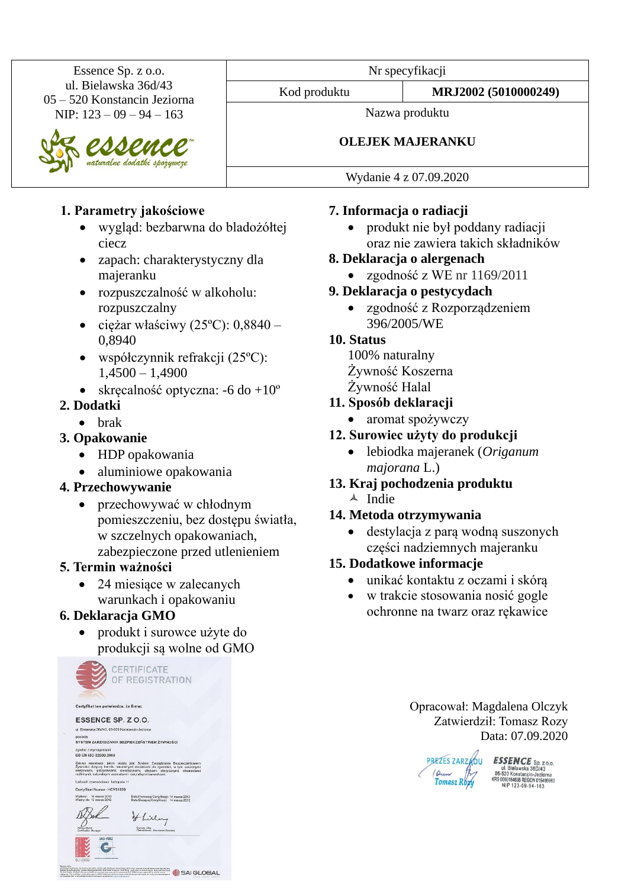| Essence Sp. z o.o.<br>ul. Bielawska 36d/43<br>05 – 520 Konstancin Jeziorna<br>NIP: 123 – 09 – 94 – 163<br>essence naturalne dodatki spożywcze | Nr specyfikacji | |
|---|---|---|
| | Kod produktu | **MRJ2002 (5010000249)** |
| | Nazwa produktu<br><br>**OLEJEK MAJERANKU** | |
| | Wydanie 4 z 07.09.2020 | |

**1. Parametry jakościowe**
- wygląd: bezbarwna do bladożółtej ciecz
- zapach: charakterystyczny dla majeranku
- rozpuszczalność w alkoholu: rozpuszczalny
- ciężar właściwy (25ºC): 0,8840 – 0,8940
- współczynnik refrakcji (25ºC): 1,4500 – 1,4900
- skręcalność optyczna: -6 do +10º

**2. Dodatki**
- brak

**3. Opakowanie**
- HDP opakowania
- aluminiowe opakowania

**4. Przechowywanie**
- przechowywać w chłodnym pomieszczeniu, bez dostępu światła, w szczelnych opakowaniach, zabezpieczone przed utlenieniem

**5. Termin ważności**
- 24 miesiące w zalecanych warunkach i opakowaniu

**6. Deklaracja GMO**
- produkt i surowce użyte do produkcji są wolne od GMO

**7. Informacja o radiacji**
- produkt nie był poddany radiacji oraz nie zawiera takich składników

**8. Deklaracja o alergenach**
- zgodność z WE nr 1169/2011

**9. Deklaracja o pestycydach**
- zgodność z Rozporządzeniem 396/2005/WE

**10. Status**

100% naturalny
Żywność Koszerna
Żywność Halal

**11. Sposób deklaracji**
- aromat spożywczy

**12. Surowiec użyty do produkcji**
- lebiodka majeranek (*Origanum majorana* L.)

**13. Kraj pochodzenia produktu**
- Indie

**14. Metoda otrzymywania**
- destylacja z parą wodną suszonych części nadziemnych majeranku

**15. Dodatkowe informacje**
- unikać kontaktu z oczami i skórą
- w trakcie stosowania nosić gogle ochronne na twarz oraz rękawice

CERTIFICATE OF REGISTRATION

Certyfikat ten potwierdza, że firma:

ESSENCE SP. Z O.O.

ul. Bielawska 36d/43, 05-520 Konstancin-Jeziorna

posiada

SYSTEM ZARZĄDZANIA BEZPIECZEŃSTWEM ŻYWNOŚCI

zgodny z wymaganiami

BS EN ISO 22000:2005

Certyfikat Numer: HCV21229

SAI GLOBAL

Opracował: Magdalena Olczyk
Zatwierdził: Tomasz Rozy
Data: 07.09.2020

PREZES ZARZĄDU Tomasz Rozy

ESSENCE Sp. z o.o. ul. Bielawska 36D/43 05-520 Konstancin-Jeziorna KRS 0000164638 REGON 015496960 NIP 123-09-94-163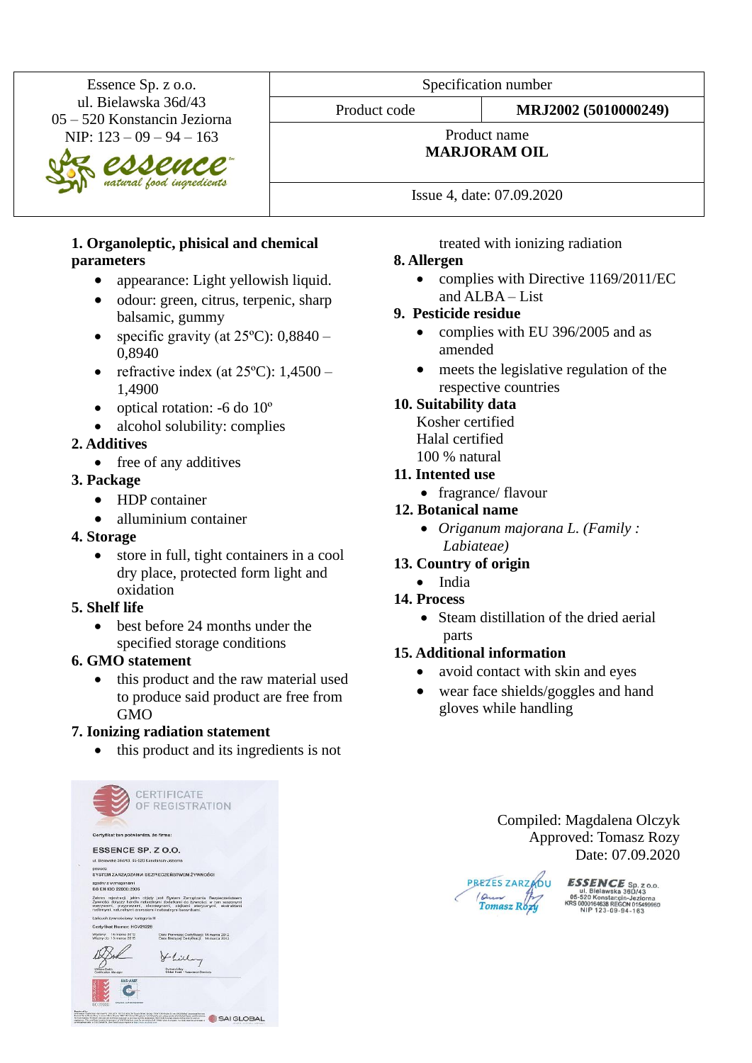| Essence Sp. z o.o.<br>ul. Bielawska 36d/43<br>05 – 520 Konstancin Jeziorna<br>NIP: 123 – 09 – 94 – 163<br>essence natural food ingredients | Specification number | |
|---|---|---|
| | Product code | **MRJ2002 (5010000249)** |
| | Product name<br>**MARJORAM OIL** | |
| | Issue 4, date: 07.09.2020 | |

**1. Organoleptic, phisical and chemical parameters**

- appearance: Light yellowish liquid.
- odour: green, citrus, terpenic, sharp balsamic, gummy
- specific gravity (at 25ºC): 0,8840 – 0,8940
- refractive index (at 25ºC): 1,4500 – 1,4900
- optical rotation: -6 do 10º
- alcohol solubility: complies

**2. Additives**

- free of any additives

**3. Package**

- HDP container
- alluminium container

**4. Storage**

- store in full, tight containers in a cool dry place, protected form light and oxidation

**5. Shelf life**

- best before 24 months under the specified storage conditions

**6. GMO statement**

- this product and the raw material used to produce said product are free from GMO

**7. Ionizing radiation statement**

- this product and its ingredients is not treated with ionizing radiation

**8. Allergen**

- complies with Directive 1169/2011/EC and ALBA – List

**9. Pesticide residue**

- complies with EU 396/2005 and as amended
- meets the legislative regulation of the respective countries

**10. Suitability data**

Kosher certified
Halal certified
100 % natural

**11. Intented use**

- fragrance/ flavour

**12. Botanical name**

- *Origanum majorana L. (Family : Labiateae)*

**13. Country of origin**

- India

**14. Process**

- Steam distillation of the dried aerial parts

**15. Additional information**

- avoid contact with skin and eyes
- wear face shields/goggles and hand gloves while handling

CERTIFICATE OF REGISTRATION

Compiled: Magdalena Olczyk
Approved: Tomasz Rozy
Date: 07.09.2020

PREZES ZARZĄDU Tomasz Rózy

ESSENCE Sp. z o.o. ul. Bielawska 36D/43 05-520 Konstancin-Jeziorna KRS 0000164638 REGON 015499960 NIP 123-09-94-163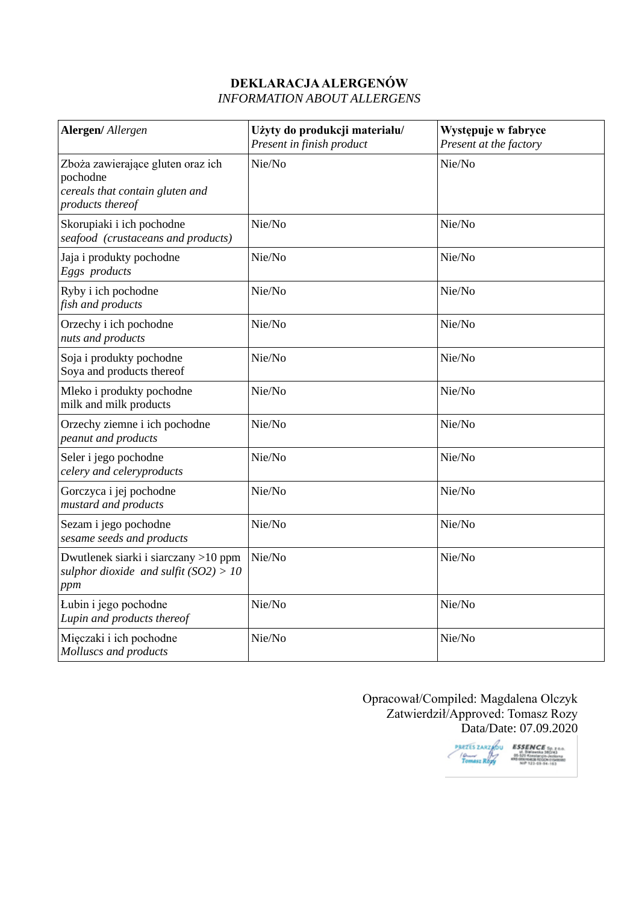**DEKLARACJA ALERGENÓW**
*INFORMATION ABOUT ALLERGENS*

| **Alergen/** *Allergen* | **Użyty do produkcji materiału/** *Present in finish product* | **Występuje w fabryce** *Present at the factory* |
|---|---|---|
| Zboża zawierające gluten oraz ich pochodne *cereals that contain gluten and products thereof* | Nie/No | Nie/No |
| Skorupiaki i ich pochodne *seafood (crustaceans and products)* | Nie/No | Nie/No |
| Jaja i produkty pochodne *Eggs products* | Nie/No | Nie/No |
| Ryby i ich pochodne *fish and products* | Nie/No | Nie/No |
| Orzechy i ich pochodne *nuts and products* | Nie/No | Nie/No |
| Soja i produkty pochodne Soya and products thereof | Nie/No | Nie/No |
| Mleko i produkty pochodne milk and milk products | Nie/No | Nie/No |
| Orzechy ziemne i ich pochodne *peanut and products* | Nie/No | Nie/No |
| Seler i jego pochodne *celery and celeryproducts* | Nie/No | Nie/No |
| Gorczyca i jej pochodne *mustard and products* | Nie/No | Nie/No |
| Sezam i jego pochodne *sesame seeds and products* | Nie/No | Nie/No |
| Dwutlenek siarki i siarczany >10 ppm *sulphor dioxide and sulfit (SO2) > 10 ppm* | Nie/No | Nie/No |
| Łubin i jego pochodne *Lupin and products thereof* | Nie/No | Nie/No |
| Mięczaki i ich pochodne *Molluscs and products* | Nie/No | Nie/No |

Opracował/Compiled: Magdalena Olczyk
Zatwierdził/Approved: Tomasz Rozy
Data/Date: 07.09.2020

PREZES ZARZĄDU
Tomasz Róży

ESSENCE Sp. z o.o.